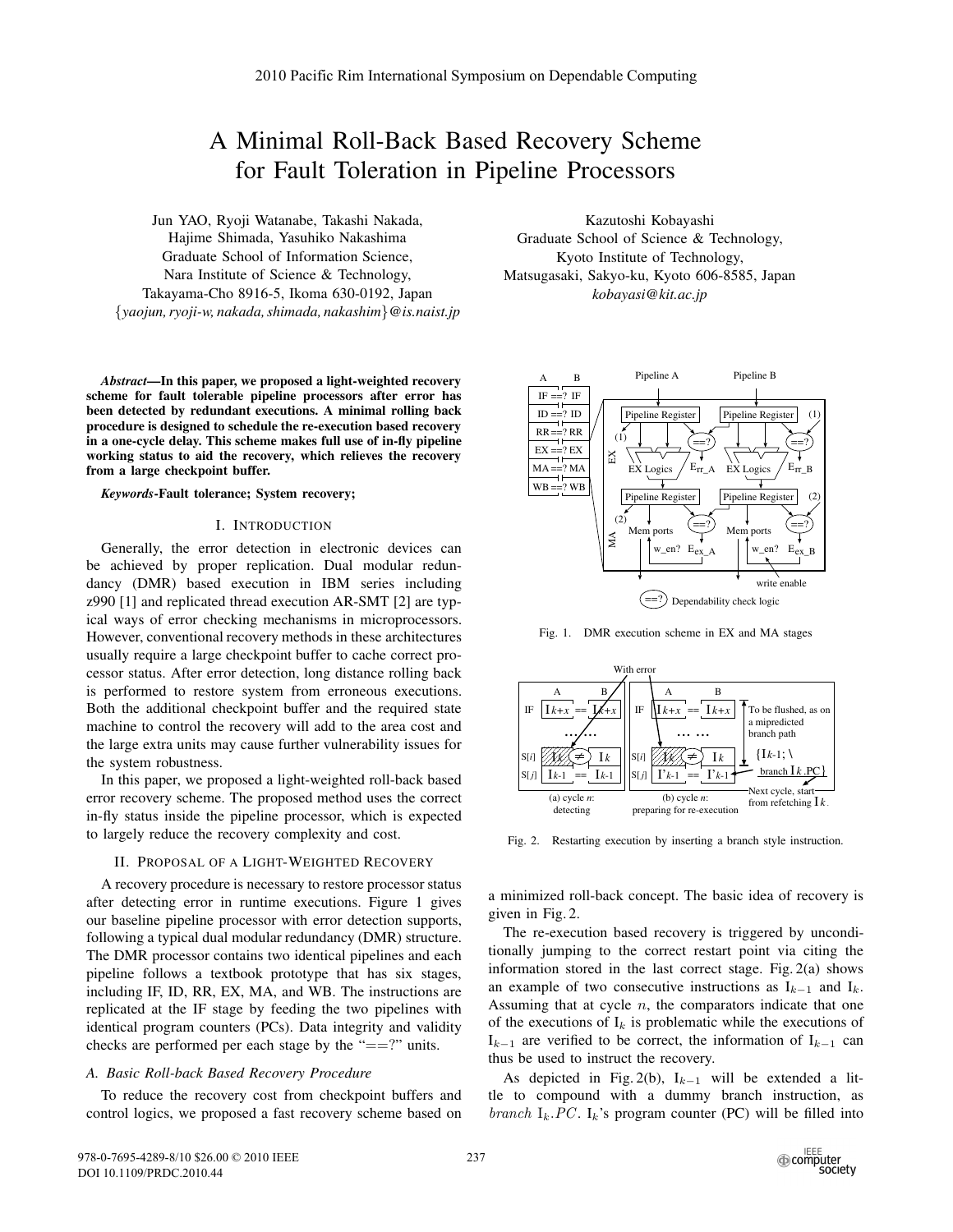# A Minimal Roll-Back Based Recovery Scheme for Fault Toleration in Pipeline Processors

Jun YAO, Ryoji Watanabe, Takashi Nakada, Hajime Shimada, Yasuhiko Nakashima
Graduate School of Information Science,
Nara Institute of Science & Technology,
Takayama-Cho 8916-5, Ikoma 630-0192, Japan
{yaojun, ryoji-w, nakada, shimada, nakashim}@is.naist.jp

Kazutoshi Kobayashi
Graduate School of Science & Technology,
Kyoto Institute of Technology,
Matsugasaki, Sakyo-ku, Kyoto 606-8585, Japan
kobayasi@kit.ac.jp

***Abstract*—In this paper, we proposed a light-weighted recovery scheme for fault tolerable pipeline processors after error has been detected by redundant executions. A minimal rolling back procedure is designed to schedule the re-execution based recovery in a one-cycle delay. This scheme makes full use of in-fly pipeline working status to aid the recovery, which relieves the recovery from a large checkpoint buffer.**

***Keywords*-Fault tolerance; System recovery;**

## I. INTRODUCTION

Generally, the error detection in electronic devices can be achieved by proper replication. Dual modular redundancy (DMR) based execution in IBM series including z990 [1] and replicated thread execution AR-SMT [2] are typical ways of error checking mechanisms in microprocessors. However, conventional recovery methods in these architectures usually require a large checkpoint buffer to cache correct processor status. After error detection, long distance rolling back is performed to restore system from erroneous executions. Both the additional checkpoint buffer and the required state machine to control the recovery will add to the area cost and the large extra units may cause further vulnerability issues for the system robustness.

In this paper, we proposed a light-weighted roll-back based error recovery scheme. The proposed method uses the correct in-fly status inside the pipeline processor, which is expected to largely reduce the recovery complexity and cost.

## II. PROPOSAL OF A LIGHT-WEIGHTED RECOVERY

A recovery procedure is necessary to restore processor status after detecting error in runtime executions. Figure 1 gives our baseline pipeline processor with error detection supports, following a typical dual modular redundancy (DMR) structure. The DMR processor contains two identical pipelines and each pipeline follows a textbook prototype that has six stages, including IF, ID, RR, EX, MA, and WB. The instructions are replicated at the IF stage by feeding the two pipelines with identical program counters (PCs). Data integrity and validity checks are performed per each stage by the "==?" units.

### A. Basic Roll-back Based Recovery Procedure

To reduce the recovery cost from checkpoint buffers and control logics, we proposed a fast recovery scheme based on a minimized roll-back concept. The basic idea of recovery is given in Fig. 2.

Fig. 1. DMR execution scheme in EX and MA stages

Fig. 2. Restarting execution by inserting a branch style instruction.

The re-execution based recovery is triggered by unconditionally jumping to the correct restart point via citing the information stored in the last correct stage. Fig. 2(a) shows an example of two consecutive instructions as $I_{k-1}$ and $I_k$. Assuming that at cycle $n$, the comparators indicate that one of the executions of $I_k$ is problematic while the executions of $I_{k-1}$ are verified to be correct, the information of $I_{k-1}$ can thus be used to instruct the recovery.

As depicted in Fig. 2(b), $I_{k-1}$ will be extended a little to compound with a dummy branch instruction, as $branch\ I_k.PC$. $I_k$'s program counter (PC) will be filled into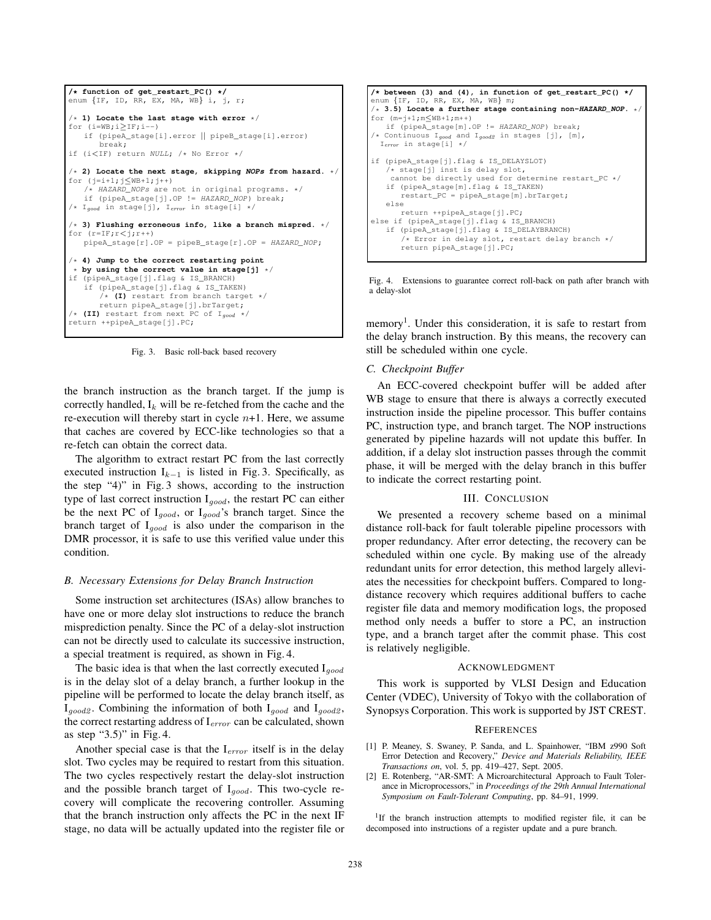```
/* function of get_restart_PC() */
enum {IF, ID, RR, EX, MA, WB} i, j, r;

/* 1) Locate the last stage with error */
for (i=WB;i≥IF;i--)
    if (pipeA_stage[i].error || pipeB_stage[i].error)
        break;
if (i<IF) return NULL; /* No Error */

/* 2) Locate the next stage, skipping NOPs from hazard. */
for (j=i+1;j≤WB+1;j++)
    /* HAZARD_NOPs are not in original programs. */
    if (pipeA_stage[j].OP != HAZARD_NOP) break;
/* I_good in stage[j], I_error in stage[i] */

/* 3) Flushing erroneous info, like a branch mispred. */
for (r=IF;r<j;r++)
    pipeA_stage[r].OP = pipeB_stage[r].OP = HAZARD_NOP;

/* 4) Jump to the correct restarting point
 * by using the correct value in stage[j] */
if (pipeA_stage[j].flag & IS_BRANCH)
    if (pipeA_stage[j].flag & IS_TAKEN)
        /* (I) restart from branch target */
        return pipeA_stage[j].brTarget;
/* (II) restart from next PC of I_good */
return ++pipeA_stage[j].PC;
```

Fig. 3. Basic roll-back based recovery

the branch instruction as the branch target. If the jump is correctly handled, $I_k$ will be re-fetched from the cache and the re-execution will thereby start in cycle $n$+1. Here, we assume that caches are covered by ECC-like technologies so that a re-fetch can obtain the correct data.

The algorithm to extract restart PC from the last correctly executed instruction $I_{k-1}$ is listed in Fig. 3. Specifically, as the step "4)" in Fig. 3 shows, according to the instruction type of last correct instruction $I_{good}$, the restart PC can either be the next PC of $I_{good}$, or $I_{good}$'s branch target. Since the branch target of $I_{good}$ is also under the comparison in the DMR processor, it is safe to use this verified value under this condition.

### B. Necessary Extensions for Delay Branch Instruction

Some instruction set architectures (ISAs) allow branches to have one or more delay slot instructions to reduce the branch misprediction penalty. Since the PC of a delay-slot instruction can not be directly used to calculate its successive instruction, a special treatment is required, as shown in Fig. 4.

The basic idea is that when the last correctly executed $I_{good}$ is in the delay slot of a delay branch, a further lookup in the pipeline will be performed to locate the delay branch itself, as $I_{good2}$. Combining the information of both $I_{good}$ and $I_{good2}$, the correct restarting address of $I_{error}$ can be calculated, shown as step "3.5)" in Fig. 4.

Another special case is that the $I_{error}$ itself is in the delay slot. Two cycles may be required to restart from this situation. The two cycles respectively restart the delay-slot instruction and the possible branch target of $I_{good}$. This two-cycle recovery will complicate the recovering controller. Assuming that the branch instruction only affects the PC in the next IF stage, no data will be actually updated into the register file or

```
/* between (3) and (4), in function of get_restart_PC() */
enum {IF, ID, RR, EX, MA, WB} m;
/* 3.5) Locate a further stage containing non-HAZARD_NOP. */
for (m=j+1;m≤WB+1;m++)
    if (pipeA_stage[m].OP != HAZARD_NOP) break;
/* Continuous I_good and I_good2 in stages [j], [m],
  I_error in stage[i] */

if (pipeA_stage[j].flag & IS_DELAYSLOT)
    /* stage[j] inst is delay slot,
     cannot be directly used for determine restart_PC */
    if (pipeA_stage[m].flag & IS_TAKEN)
        restart_PC = pipeA_stage[m].brTarget;
    else
        return ++pipeA_stage[j].PC;
else if (pipeA_stage[j].flag & IS_BRANCH)
    if (pipeA_stage[j].flag & IS_DELAYBRANCH)
        /* Error in delay slot, restart delay branch */
        return pipeA_stage[j].PC;
```

Fig. 4. Extensions to guarantee correct roll-back on path after branch with a delay-slot

memory[1]. Under this consideration, it is safe to restart from the delay branch instruction. By this means, the recovery can still be scheduled within one cycle.

### C. Checkpoint Buffer

An ECC-covered checkpoint buffer will be added after WB stage to ensure that there is always a correctly executed instruction inside the pipeline processor. This buffer contains PC, instruction type, and branch target. The NOP instructions generated by pipeline hazards will not update this buffer. In addition, if a delay slot instruction passes through the commit phase, it will be merged with the delay branch in this buffer to indicate the correct restarting point.

## III. Conclusion

We presented a recovery scheme based on a minimal distance roll-back for fault tolerable pipeline processors with proper redundancy. After error detecting, the recovery can be scheduled within one cycle. By making use of the already redundant units for error detection, this method largely alleviates the necessities for checkpoint buffers. Compared to long-distance recovery which requires additional buffers to cache register file data and memory modification logs, the proposed method only needs a buffer to store a PC, an instruction type, and a branch target after the commit phase. This cost is relatively negligible.

## Acknowledgment

This work is supported by VLSI Design and Education Center (VDEC), University of Tokyo with the collaboration of Synopsys Corporation. This work is supported by JST CREST.

## References

[1] P. Meaney, S. Swaney, P. Sanda, and L. Spainhower, "IBM z990 Soft Error Detection and Recovery," *Device and Materials Reliability, IEEE Transactions on*, vol. 5, pp. 419–427, Sept. 2005.

[2] E. Rotenberg, "AR-SMT: A Microarchitectural Approach to Fault Tolerance in Microprocessors," in *Proceedings of the 29th Annual International Symposium on Fault-Tolerant Computing*, pp. 84–91, 1999.

[1] If the branch instruction attempts to modified register file, it can be decomposed into instructions of a register update and a pure branch.